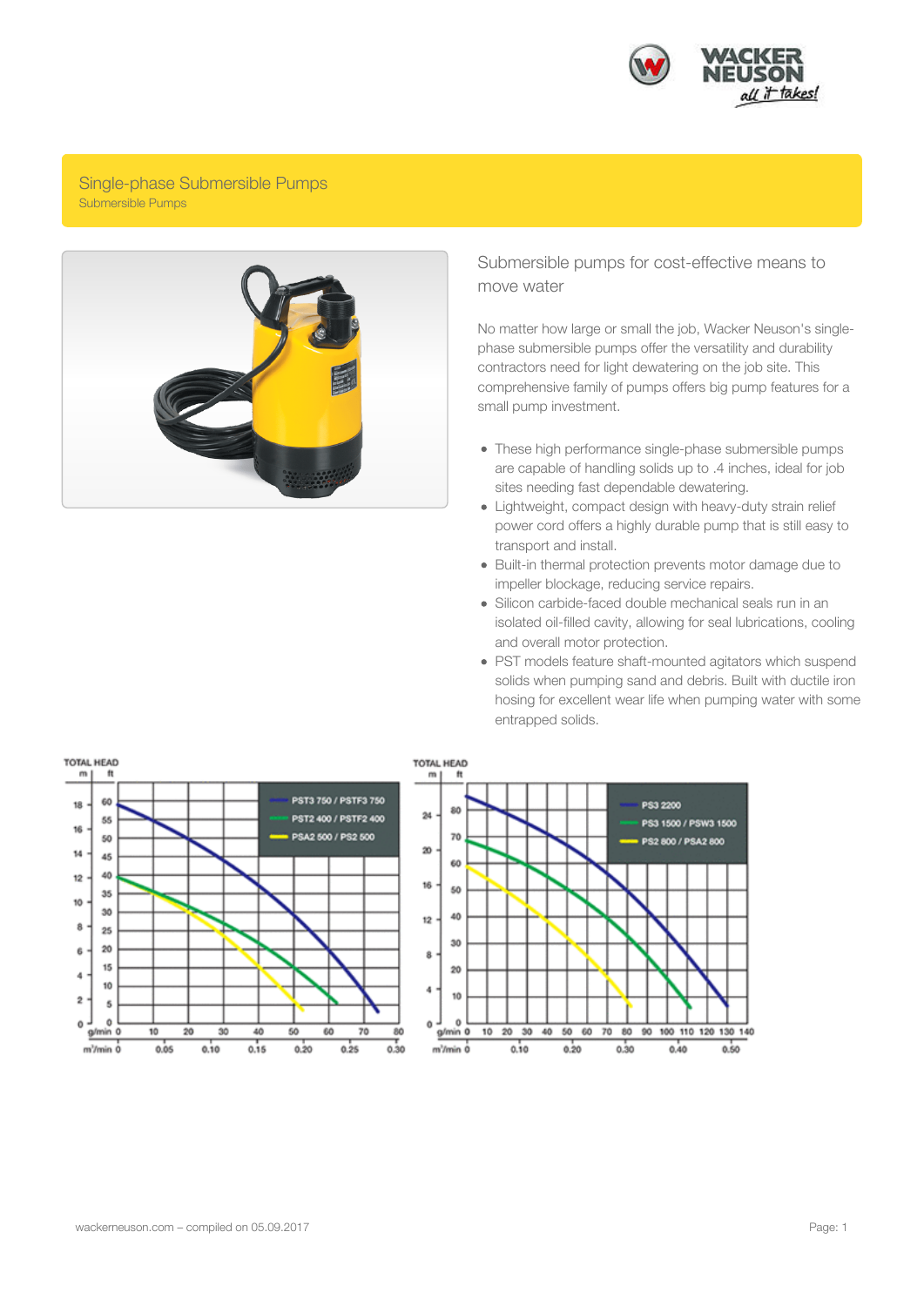# Single-phase Submersible Pumps

Submersible Pumps

## Submersible pumps for cost-effective means to move water

No matter how large or small the job, Wacker Neuson's single-phase submersible pumps offer the versatility and durability contractors need for light dewatering on the job site. This comprehensive family of pumps offers big pump features for a small pump investment.

- These high performance single-phase submersible pumps are capable of handling solids up to .4 inches, ideal for job sites needing fast dependable dewatering.
- Lightweight, compact design with heavy-duty strain relief power cord offers a highly durable pump that is still easy to transport and install.
- Built-in thermal protection prevents motor damage due to impeller blockage, reducing service repairs.
- Silicon carbide-faced double mechanical seals run in an isolated oil-filled cavity, allowing for seal lubrications, cooling and overall motor protection.
- PST models feature shaft-mounted agitators which suspend solids when pumping sand and debris. Built with ductile iron hosing for excellent wear life when pumping water with some entrapped solids.

TOTAL HEAD (m / ft) vs. g/min and m³/min

- PST3 750 / PSTF3 750
- PST2 400 / PSTF2 400
- PSA2 500 / PS2 500

TOTAL HEAD (m / ft) vs. g/min and m³/min

- PS3 2200
- PS3 1500 / PSW3 1500
- PS2 800 / PSA2 800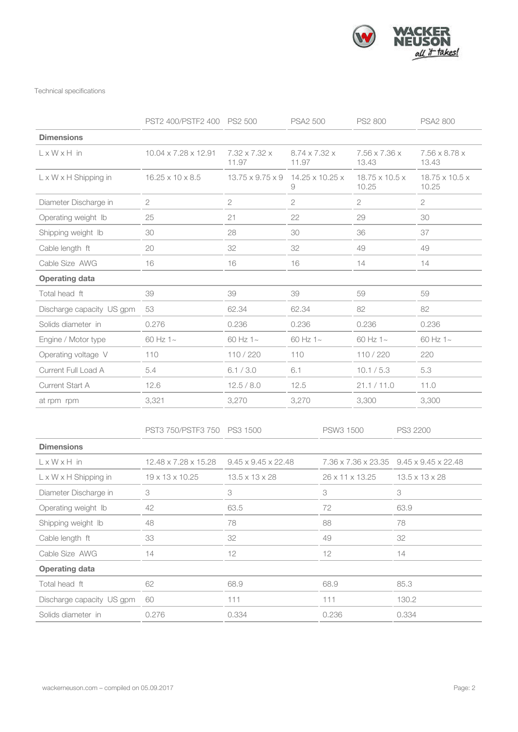Technical specifications

| | PST2 400/PSTF2 400 | PS2 500 | PSA2 500 | PS2 800 | PSA2 800 |
|---|---|---|---|---|---|
| **Dimensions** | | | | | |
| L x W x H in | 10.04 x 7.28 x 12.91 | 7.32 x 7.32 x 11.97 | 8.74 x 7.32 x 11.97 | 7.56 x 7.36 x 13.43 | 7.56 x 8.78 x 13.43 |
| L x W x H Shipping in | 16.25 x 10 x 8.5 | 13.75 x 9.75 x 9 | 14.25 x 10.25 x 9 | 18.75 x 10.5 x 10.25 | 18.75 x 10.5 x 10.25 |
| Diameter Discharge in | 2 | 2 | 2 | 2 | 2 |
| Operating weight lb | 25 | 21 | 22 | 29 | 30 |
| Shipping weight lb | 30 | 28 | 30 | 36 | 37 |
| Cable length ft | 20 | 32 | 32 | 49 | 49 |
| Cable Size AWG | 16 | 16 | 16 | 14 | 14 |
| **Operating data** | | | | | |
| Total head ft | 39 | 39 | 39 | 59 | 59 |
| Discharge capacity US gpm | 53 | 62.34 | 62.34 | 82 | 82 |
| Solids diameter in | 0.276 | 0.236 | 0.236 | 0.236 | 0.236 |
| Engine / Motor type | 60 Hz 1~ | 60 Hz 1~ | 60 Hz 1~ | 60 Hz 1~ | 60 Hz 1~ |
| Operating voltage V | 110 | 110 / 220 | 110 | 110 / 220 | 220 |
| Current Full Load A | 5.4 | 6.1 / 3.0 | 6.1 | 10.1 / 5.3 | 5.3 |
| Current Start A | 12.6 | 12.5 / 8.0 | 12.5 | 21.1 / 11.0 | 11.0 |
| at rpm rpm | 3,321 | 3,270 | 3,270 | 3,300 | 3,300 |

| | PST3 750/PSTF3 750 | PS3 1500 | PSW3 1500 | PS3 2200 |
|---|---|---|---|---|
| **Dimensions** | | | | |
| L x W x H in | 12.48 x 7.28 x 15.28 | 9.45 x 9.45 x 22.48 | 7.36 x 7.36 x 23.35 | 9.45 x 9.45 x 22.48 |
| L x W x H Shipping in | 19 x 13 x 10.25 | 13.5 x 13 x 28 | 26 x 11 x 13.25 | 13.5 x 13 x 28 |
| Diameter Discharge in | 3 | 3 | 3 | 3 |
| Operating weight lb | 42 | 63.5 | 72 | 63.9 |
| Shipping weight lb | 48 | 78 | 88 | 78 |
| Cable length ft | 33 | 32 | 49 | 32 |
| Cable Size AWG | 14 | 12 | 12 | 14 |
| **Operating data** | | | | |
| Total head ft | 62 | 68.9 | 68.9 | 85.3 |
| Discharge capacity US gpm | 60 | 111 | 111 | 130.2 |
| Solids diameter in | 0.276 | 0.334 | 0.236 | 0.334 |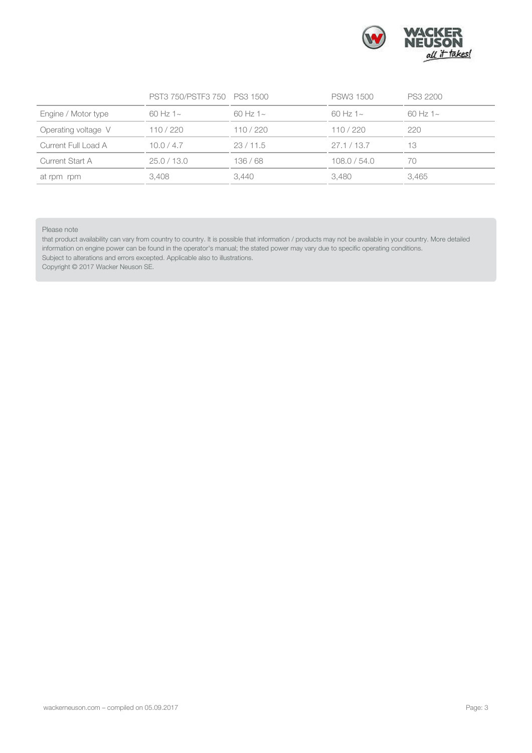| | PST3 750/PSTF3 750 | PS3 1500 | PSW3 1500 | PS3 2200 |
|---|---|---|---|---|
| Engine / Motor type | 60 Hz 1~ | 60 Hz 1~ | 60 Hz 1~ | 60 Hz 1~ |
| Operating voltage V | 110 / 220 | 110 / 220 | 110 / 220 | 220 |
| Current Full Load A | 10.0 / 4.7 | 23 / 11.5 | 27.1 / 13.7 | 13 |
| Current Start A | 25.0 / 13.0 | 136 / 68 | 108.0 / 54.0 | 70 |
| at rpm rpm | 3,408 | 3,440 | 3,480 | 3,465 |

Please note
that product availability can vary from country to country. It is possible that information / products may not be available in your country. More detailed information on engine power can be found in the operator's manual; the stated power may vary due to specific operating conditions.
Subject to alterations and errors excepted. Applicable also to illustrations.
Copyright © 2017 Wacker Neuson SE.

wackerneuson.com – compiled on 05.09.2017